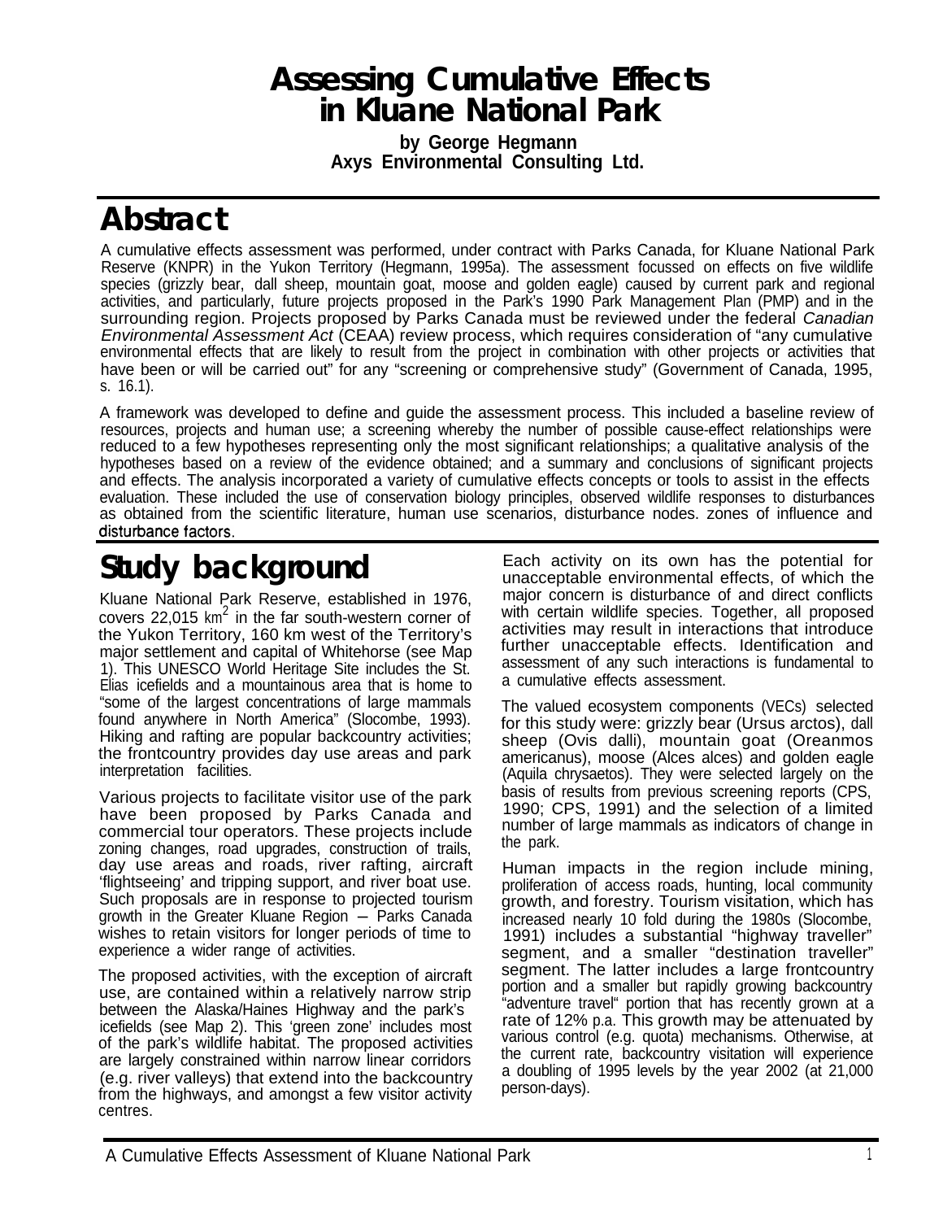# Assessing Cumulative Effects in Kluane National Park

**by George Hegmann**
**Axys Environmental Consulting Ltd.**

## Abstract

A cumulative effects assessment was performed, under contract with Parks Canada, for Kluane National Park Reserve (KNPR) in the Yukon Territory (Hegmann, 1995a). The assessment focussed on effects on five wildlife species (grizzly bear, dall sheep, mountain goat, moose and golden eagle) caused by current park and regional activities, and particularly, future projects proposed in the Park's 1990 Park Management Plan (PMP) and in the surrounding region. Projects proposed by Parks Canada must be reviewed under the federal *Canadian Environmental Assessment Act* (CEAA) review process, which requires consideration of "any cumulative environmental effects that are likely to result from the project in combination with other projects or activities that have been or will be carried out" for any "screening or comprehensive study" (Government of Canada, 1995, s. 16.1).

A framework was developed to define and guide the assessment process. This included a baseline review of resources, projects and human use; a screening whereby the number of possible cause-effect relationships were reduced to a few hypotheses representing only the most significant relationships; a qualitative analysis of the hypotheses based on a review of the evidence obtained; and a summary and conclusions of significant projects and effects. The analysis incorporated a variety of cumulative effects concepts or tools to assist in the effects evaluation. These included the use of conservation biology principles, observed wildlife responses to disturbances as obtained from the scientific literature, human use scenarios, disturbance nodes. zones of influence and disturbance factors.

## Study background

Kluane National Park Reserve, established in 1976, covers 22,015 km$^2$ in the far south-western corner of the Yukon Territory, 160 km west of the Territory's major settlement and capital of Whitehorse (see Map 1). This UNESCO World Heritage Site includes the St. Elias icefields and a mountainous area that is home to "some of the largest concentrations of large mammals found anywhere in North America" (Slocombe, 1993). Hiking and rafting are popular backcountry activities; the frontcountry provides day use areas and park interpretation facilities.

Various projects to facilitate visitor use of the park have been proposed by Parks Canada and commercial tour operators. These projects include zoning changes, road upgrades, construction of trails, day use areas and roads, river rafting, aircraft 'flightseeing' and tripping support, and river boat use. Such proposals are in response to projected tourism growth in the Greater Kluane Region – Parks Canada wishes to retain visitors for longer periods of time to experience a wider range of activities.

The proposed activities, with the exception of aircraft use, are contained within a relatively narrow strip between the Alaska/Haines Highway and the park's icefields (see Map 2). This 'green zone' includes most of the park's wildlife habitat. The proposed activities are largely constrained within narrow linear corridors (e.g. river valleys) that extend into the backcountry from the highways, and amongst a few visitor activity centres.

Each activity on its own has the potential for unacceptable environmental effects, of which the major concern is disturbance of and direct conflicts with certain wildlife species. Together, all proposed activities may result in interactions that introduce further unacceptable effects. Identification and assessment of any such interactions is fundamental to a cumulative effects assessment.

The valued ecosystem components (VECs) selected for this study were: grizzly bear (Ursus arctos), dall sheep (Ovis dalli), mountain goat (Oreanmos americanus), moose (Alces alces) and golden eagle (Aquila chrysaetos). They were selected largely on the basis of results from previous screening reports (CPS, 1990; CPS, 1991) and the selection of a limited number of large mammals as indicators of change in the park.

Human impacts in the region include mining, proliferation of access roads, hunting, local community growth, and forestry. Tourism visitation, which has increased nearly 10 fold during the 1980s (Slocombe, 1991) includes a substantial "highway traveller" segment, and a smaller "destination traveller" segment. The latter includes a large frontcountry portion and a smaller but rapidly growing backcountry "adventure travel" portion that has recently grown at a rate of 12% p.a. This growth may be attenuated by various control (e.g. quota) mechanisms. Otherwise, at the current rate, backcountry visitation will experience a doubling of 1995 levels by the year 2002 (at 21,000 person-days).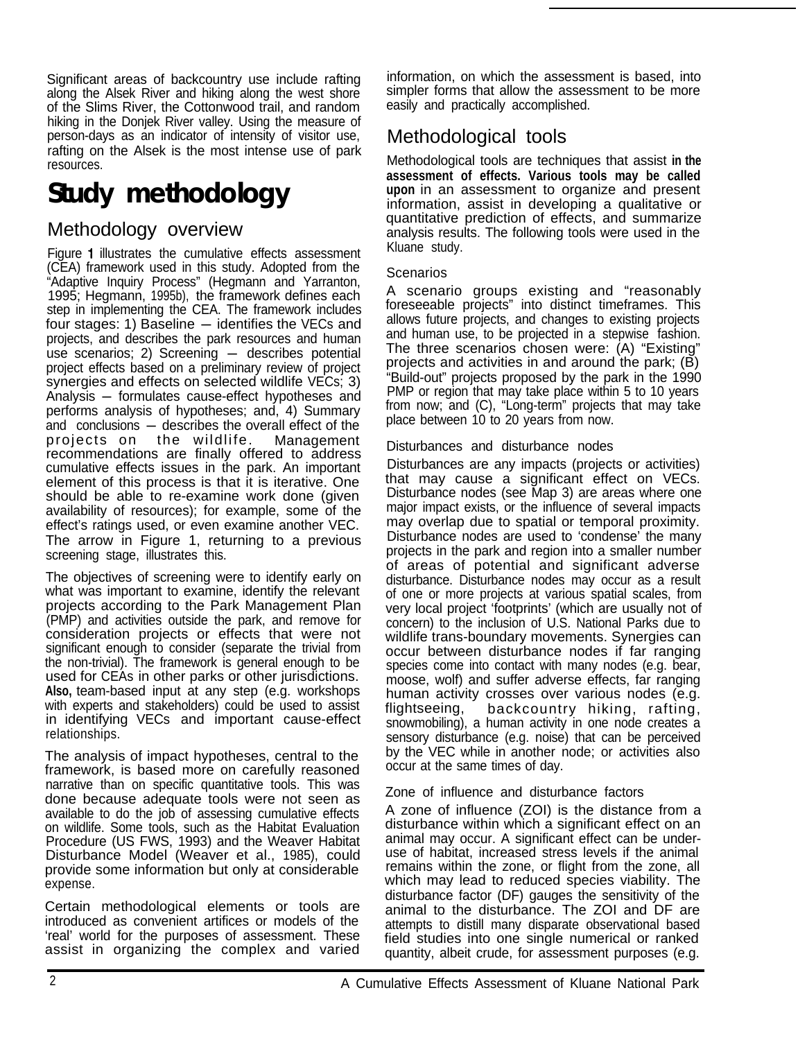Significant areas of backcountry use include rafting along the Alsek River and hiking along the west shore of the Slims River, the Cottonwood trail, and random hiking in the Donjek River valley. Using the measure of person-days as an indicator of intensity of visitor use, rafting on the Alsek is the most intense use of park resources.

# Study methodology

## Methodology overview

Figure 1 illustrates the cumulative effects assessment (CEA) framework used in this study. Adopted from the "Adaptive Inquiry Process" (Hegmann and Yarranton, 1995; Hegmann, 1995b), the framework defines each step in implementing the CEA. The framework includes four stages: 1) Baseline – identifies the VECs and projects, and describes the park resources and human use scenarios; 2) Screening – describes potential project effects based on a preliminary review of project synergies and effects on selected wildlife VECs; 3) Analysis – formulates cause-effect hypotheses and performs analysis of hypotheses; and, 4) Summary and conclusions – describes the overall effect of the projects on the wildlife. Management recommendations are finally offered to address cumulative effects issues in the park. An important element of this process is that it is iterative. One should be able to re-examine work done (given availability of resources); for example, some of the effect's ratings used, or even examine another VEC. The arrow in Figure 1, returning to a previous screening stage, illustrates this.

The objectives of screening were to identify early on what was important to examine, identify the relevant projects according to the Park Management Plan (PMP) and activities outside the park, and remove for consideration projects or effects that were not significant enough to consider (separate the trivial from the non-trivial). The framework is general enough to be used for CEAs in other parks or other jurisdictions. **Also,** team-based input at any step (e.g. workshops with experts and stakeholders) could be used to assist in identifying VECs and important cause-effect relationships.

The analysis of impact hypotheses, central to the framework, is based more on carefully reasoned narrative than on specific quantitative tools. This was done because adequate tools were not seen as available to do the job of assessing cumulative effects on wildlife. Some tools, such as the Habitat Evaluation Procedure (US FWS, 1993) and the Weaver Habitat Disturbance Model (Weaver et al., 1985), could provide some information but only at considerable expense.

Certain methodological elements or tools are introduced as convenient artifices or models of the 'real' world for the purposes of assessment. These assist in organizing the complex and varied information, on which the assessment is based, into simpler forms that allow the assessment to be more easily and practically accomplished.

## Methodological tools

Methodological tools are techniques that assist **in the assessment of effects. Various tools may be called upon** in an assessment to organize and present information, assist in developing a qualitative or quantitative prediction of effects, and summarize analysis results. The following tools were used in the Kluane study.

### Scenarios

A scenario groups existing and "reasonably foreseeable projects" into distinct timeframes. This allows future projects, and changes to existing projects and human use, to be projected in a stepwise fashion. The three scenarios chosen were: (A) "Existing" projects and activities in and around the park; (B) "Build-out" projects proposed by the park in the 1990 PMP or region that may take place within 5 to 10 years from now; and (C), "Long-term" projects that may take place between 10 to 20 years from now.

### Disturbances and disturbance nodes

Disturbances are any impacts (projects or activities) that may cause a significant effect on VECs. Disturbance nodes (see Map 3) are areas where one major impact exists, or the influence of several impacts may overlap due to spatial or temporal proximity. Disturbance nodes are used to 'condense' the many projects in the park and region into a smaller number of areas of potential and significant adverse disturbance. Disturbance nodes may occur as a result of one or more projects at various spatial scales, from very local project 'footprints' (which are usually not of concern) to the inclusion of U.S. National Parks due to wildlife trans-boundary movements. Synergies can occur between disturbance nodes if far ranging species come into contact with many nodes (e.g. bear, moose, wolf) and suffer adverse effects, far ranging human activity crosses over various nodes (e.g. flightseeing, backcountry hiking, rafting, snowmobiling), a human activity in one node creates a sensory disturbance (e.g. noise) that can be perceived by the VEC while in another node; or activities also occur at the same times of day.

### Zone of influence and disturbance factors

A zone of influence (ZOI) is the distance from a disturbance within which a significant effect on an animal may occur. A significant effect can be under-use of habitat, increased stress levels if the animal remains within the zone, or flight from the zone, all which may lead to reduced species viability. The disturbance factor (DF) gauges the sensitivity of the animal to the disturbance. The ZOI and DF are attempts to distill many disparate observational based field studies into one single numerical or ranked quantity, albeit crude, for assessment purposes (e.g.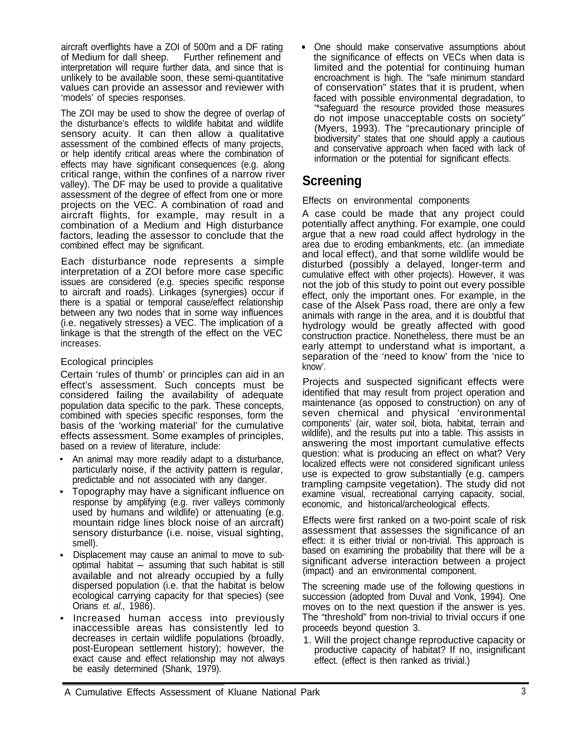aircraft overflights have a ZOI of 500m and a DF rating of Medium for dall sheep. Further refinement and interpretation will require further data, and since that is unlikely to be available soon, these semi-quantitative values can provide an assessor and reviewer with 'models' of species responses.

The ZOI may be used to show the degree of overlap of the disturbance's effects to wildlife habitat and wildlife sensory acuity. It can then allow a qualitative assessment of the combined effects of many projects, or help identify critical areas where the combination of effects may have significant consequences (e.g. along critical range, within the confines of a narrow river valley). The DF may be used to provide a qualitative assessment of the degree of effect from one or more projects on the VEC. A combination of road and aircraft flights, for example, may result in a combination of a Medium and High disturbance factors, leading the assessor to conclude that the combined effect may be significant.

Each disturbance node represents a simple interpretation of a ZOI before more case specific issues are considered (e.g. species specific response to aircraft and roads). Linkages (synergies) occur if there is a spatial or temporal cause/effect relationship between any two nodes that in some way influences (i.e. negatively stresses) a VEC. The implication of a linkage is that the strength of the effect on the VEC increases.

Ecological principles

Certain 'rules of thumb' or principles can aid in an effect's assessment. Such concepts must be considered failing the availability of adequate population data specific to the park. These concepts, combined with species specific responses, form the basis of the 'working material' for the cumulative effects assessment. Some examples of principles, based on a review of literature, include:

- An animal may more readily adapt to a disturbance, particularly noise, if the activity pattern is regular, predictable and not associated with any danger.
- Topography may have a significant influence on response by amplifying (e.g. river valleys commonly used by humans and wildlife) or attenuating (e.g. mountain ridge lines block noise of an aircraft) sensory disturbance (i.e. noise, visual sighting, smell).
- Displacement may cause an animal to move to sub-optimal habitat – assuming that such habitat is still available and not already occupied by a fully dispersed population (i.e. that the habitat is below ecological carrying capacity for that species) (see Orians *et. al.,* 1986).
- Increased human access into previously inaccessible areas has consistently led to decreases in certain wildlife populations (broadly, post-European settlement history); however, the exact cause and effect relationship may not always be easily determined (Shank, 1979).
- One should make conservative assumptions about the significance of effects on VECs when data is limited and the potential for continuing human encroachment is high. The "safe minimum standard of conservation" states that it is prudent, when faced with possible environmental degradation, to '*safeguard the resource provided those measures do not impose unacceptable costs on society" (Myers, 1993). The "precautionary principle of biodiversity" states that one should apply a cautious and conservative approach when faced with lack of information or the potential for significant effects.

## Screening

Effects on environmental components

A case could be made that any project could potentially affect anything. For example, one could argue that a new road could affect hydrology in the area due to eroding embankments, etc. (an immediate and local effect), and that some wildlife would be disturbed (possibly a delayed, longer-term and cumulative effect with other projects). However, it was not the job of this study to point out every possible effect, only the important ones. For example, in the case of the Alsek Pass road, there are only a few animals with range in the area, and it is doubtful that hydrology would be greatly affected with good construction practice. Nonetheless, there must be an early attempt to understand what is important, a separation of the 'need to know' from the 'nice to know'.

Projects and suspected significant effects were identified that may result from project operation and maintenance (as opposed to construction) on any of seven chemical and physical 'environmental components' (air, water soil, biota, habitat, terrain and wildlife), and the results put into a table. This assists in answering the most important cumulative effects question: what is producing an effect on what? Very localized effects were not considered significant unless use is expected to grow substantially (e.g. campers trampling campsite vegetation). The study did not examine visual, recreational carrying capacity, social, economic, and historical/archeological effects.

Effects were first ranked on a two-point scale of risk assessment that assesses the significance of an effect: it is either trivial or non-trivial. This approach is based on examining the probability that there will be a significant adverse interaction between a project (impact) and an environmental component.

The screening made use of the following questions in succession (adopted from Duval and Vonk, 1994). One moves on to the next question if the answer is yes. The "threshold" from non-trivial to trivial occurs if one proceeds beyond question 3.

1. Will the project change reproductive capacity or productive capacity of habitat? If no, insignificant effect. (effect is then ranked as trivial.)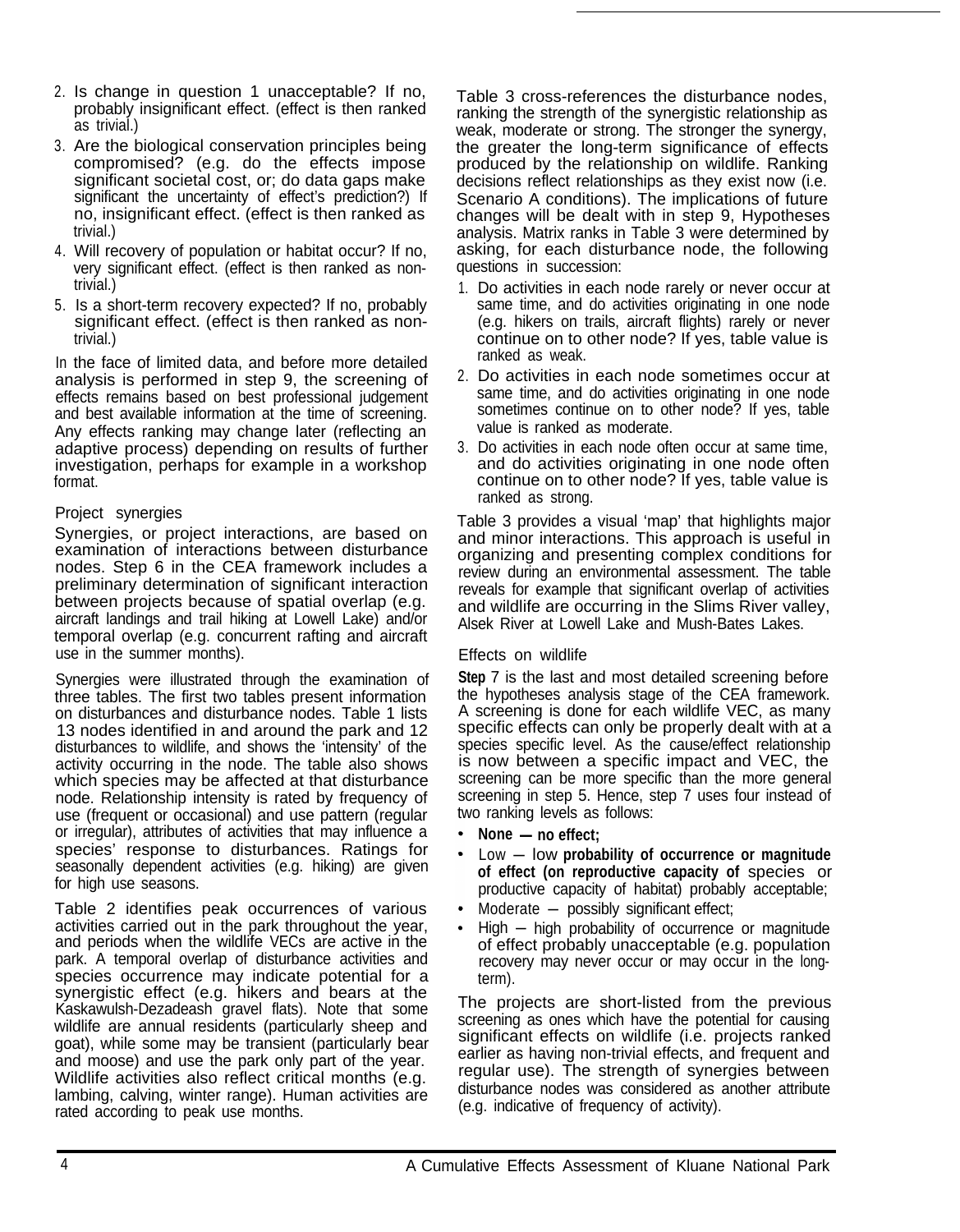2. Is change in question 1 unacceptable? If no, probably insignificant effect. (effect is then ranked as trivial.)
3. Are the biological conservation principles being compromised? (e.g. do the effects impose significant societal cost, or; do data gaps make significant the uncertainty of effect's prediction?) If no, insignificant effect. (effect is then ranked as trivial.)
4. Will recovery of population or habitat occur? If no, very significant effect. (effect is then ranked as non-trivial.)
5. Is a short-term recovery expected? If no, probably significant effect. (effect is then ranked as non-trivial.)

In the face of limited data, and before more detailed analysis is performed in step 9, the screening of effects remains based on best professional judgement and best available information at the time of screening. Any effects ranking may change later (reflecting an adaptive process) depending on results of further investigation, perhaps for example in a workshop format.

### Project synergies

Synergies, or project interactions, are based on examination of interactions between disturbance nodes. Step 6 in the CEA framework includes a preliminary determination of significant interaction between projects because of spatial overlap (e.g. aircraft landings and trail hiking at Lowell Lake) and/or temporal overlap (e.g. concurrent rafting and aircraft use in the summer months).

Synergies were illustrated through the examination of three tables. The first two tables present information on disturbances and disturbance nodes. Table 1 lists 13 nodes identified in and around the park and 12 disturbances to wildlife, and shows the 'intensity' of the activity occurring in the node. The table also shows which species may be affected at that disturbance node. Relationship intensity is rated by frequency of use (frequent or occasional) and use pattern (regular or irregular), attributes of activities that may influence a species' response to disturbances. Ratings for seasonally dependent activities (e.g. hiking) are given for high use seasons.

Table 2 identifies peak occurrences of various activities carried out in the park throughout the year, and periods when the wildlife VECs are active in the park. A temporal overlap of disturbance activities and species occurrence may indicate potential for a synergistic effect (e.g. hikers and bears at the Kaskawulsh-Dezadeash gravel flats). Note that some wildlife are annual residents (particularly sheep and goat), while some may be transient (particularly bear and moose) and use the park only part of the year. Wildlife activities also reflect critical months (e.g. lambing, calving, winter range). Human activities are rated according to peak use months.

Table 3 cross-references the disturbance nodes, ranking the strength of the synergistic relationship as weak, moderate or strong. The stronger the synergy, the greater the long-term significance of effects produced by the relationship on wildlife. Ranking decisions reflect relationships as they exist now (i.e. Scenario A conditions). The implications of future changes will be dealt with in step 9, Hypotheses analysis. Matrix ranks in Table 3 were determined by asking, for each disturbance node, the following questions in succession:

1. Do activities in each node rarely or never occur at same time, and do activities originating in one node (e.g. hikers on trails, aircraft flights) rarely or never continue on to other node? If yes, table value is ranked as weak.
2. Do activities in each node sometimes occur at same time, and do activities originating in one node sometimes continue on to other node? If yes, table value is ranked as moderate.
3. Do activities in each node often occur at same time, and do activities originating in one node often continue on to other node? If yes, table value is ranked as strong.

Table 3 provides a visual 'map' that highlights major and minor interactions. This approach is useful in organizing and presenting complex conditions for review during an environmental assessment. The table reveals for example that significant overlap of activities and wildlife are occurring in the Slims River valley, Alsek River at Lowell Lake and Mush-Bates Lakes.

### Effects on wildlife

**Step** 7 is the last and most detailed screening before the hypotheses analysis stage of the CEA framework. A screening is done for each wildlife VEC, as many specific effects can only be properly dealt with at a species specific level. As the cause/effect relationship is now between a specific impact and VEC, the screening can be more specific than the more general screening in step 5. Hence, step 7 uses four instead of two ranking levels as follows:

- **None — no effect;**
- Low — low **probability of occurrence or magnitude of effect (on reproductive capacity of** species or productive capacity of habitat) probably acceptable;
- Moderate — possibly significant effect;
- High — high probability of occurrence or magnitude of effect probably unacceptable (e.g. population recovery may never occur or may occur in the long-term).

The projects are short-listed from the previous screening as ones which have the potential for causing significant effects on wildlife (i.e. projects ranked earlier as having non-trivial effects, and frequent and regular use). The strength of synergies between disturbance nodes was considered as another attribute (e.g. indicative of frequency of activity).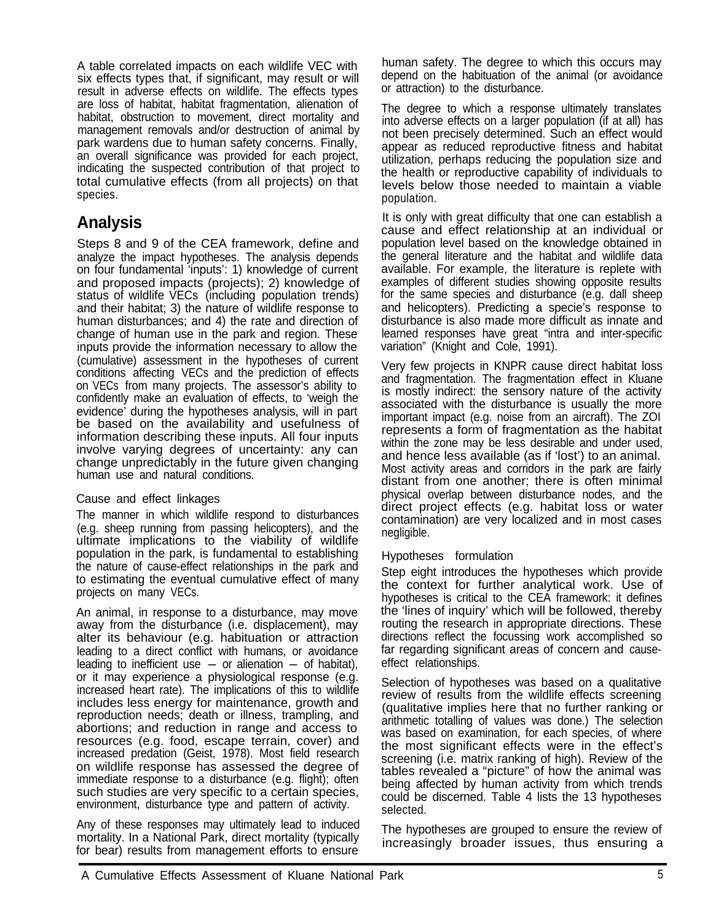A table correlated impacts on each wildlife VEC with six effects types that, if significant, may result or will result in adverse effects on wildlife. The effects types are loss of habitat, habitat fragmentation, alienation of habitat, obstruction to movement, direct mortality and management removals and/or destruction of animal by park wardens due to human safety concerns. Finally, an overall significance was provided for each project, indicating the suspected contribution of that project to total cumulative effects (from all projects) on that species.

## Analysis

Steps 8 and 9 of the CEA framework, define and analyze the impact hypotheses. The analysis depends on four fundamental 'inputs': 1) knowledge of current and proposed impacts (projects); 2) knowledge of status of wildlife VECs (including population trends) and their habitat; 3) the nature of wildlife response to human disturbances; and 4) the rate and direction of change of human use in the park and region. These inputs provide the information necessary to allow the (cumulative) assessment in the hypotheses of current conditions affecting VECs and the prediction of effects on VECs from many projects. The assessor's ability to confidently make an evaluation of effects, to 'weigh the evidence' during the hypotheses analysis, will in part be based on the availability and usefulness of information describing these inputs. All four inputs involve varying degrees of uncertainty: any can change unpredictably in the future given changing human use and natural conditions.

### Cause and effect linkages

The manner in which wildlife respond to disturbances (e.g. sheep running from passing helicopters), and the ultimate implications to the viability of wildlife population in the park, is fundamental to establishing the nature of cause-effect relationships in the park and to estimating the eventual cumulative effect of many projects on many VECs.

An animal, in response to a disturbance, may move away from the disturbance (i.e. displacement), may alter its behaviour (e.g. habituation or attraction leading to a direct conflict with humans, or avoidance leading to inefficient use – or alienation – of habitat), or it may experience a physiological response (e.g. increased heart rate). The implications of this to wildlife includes less energy for maintenance, growth and reproduction needs; death or illness, trampling, and abortions; and reduction in range and access to resources (e.g. food, escape terrain, cover) and increased predation (Geist, 1978). Most field research on wildlife response has assessed the degree of immediate response to a disturbance (e.g. flight); often such studies are very specific to a certain species, environment, disturbance type and pattern of activity.

Any of these responses may ultimately lead to induced mortality. In a National Park, direct mortality (typically for bear) results from management efforts to ensure human safety. The degree to which this occurs may depend on the habituation of the animal (or avoidance or attraction) to the disturbance.

The degree to which a response ultimately translates into adverse effects on a larger population (if at all) has not been precisely determined. Such an effect would appear as reduced reproductive fitness and habitat utilization, perhaps reducing the population size and the health or reproductive capability of individuals to levels below those needed to maintain a viable population.

It is only with great difficulty that one can establish a cause and effect relationship at an individual or population level based on the knowledge obtained in the general literature and the habitat and wildlife data available. For example, the literature is replete with examples of different studies showing opposite results for the same species and disturbance (e.g. dall sheep and helicopters). Predicting a specie's response to disturbance is also made more difficult as innate and learned responses have great "intra and inter-specific variation" (Knight and Cole, 1991).

Very few projects in KNPR cause direct habitat loss and fragmentation. The fragmentation effect in Kluane is mostly indirect: the sensory nature of the activity associated with the disturbance is usually the more important impact (e.g. noise from an aircraft). The ZOI represents a form of fragmentation as the habitat within the zone may be less desirable and under used, and hence less available (as if 'lost') to an animal. Most activity areas and corridors in the park are fairly distant from one another; there is often minimal physical overlap between disturbance nodes, and the direct project effects (e.g. habitat loss or water contamination) are very localized and in most cases negligible.

### Hypotheses formulation

Step eight introduces the hypotheses which provide the context for further analytical work. Use of hypotheses is critical to the CEA framework: it defines the 'lines of inquiry' which will be followed, thereby routing the research in appropriate directions. These directions reflect the focussing work accomplished so far regarding significant areas of concern and cause-effect relationships.

Selection of hypotheses was based on a qualitative review of results from the wildlife effects screening (qualitative implies here that no further ranking or arithmetic totalling of values was done.) The selection was based on examination, for each species, of where the most significant effects were in the effect's screening (i.e. matrix ranking of high). Review of the tables revealed a "picture" of how the animal was being affected by human activity from which trends could be discerned. Table 4 lists the 13 hypotheses selected.

The hypotheses are grouped to ensure the review of increasingly broader issues, thus ensuring a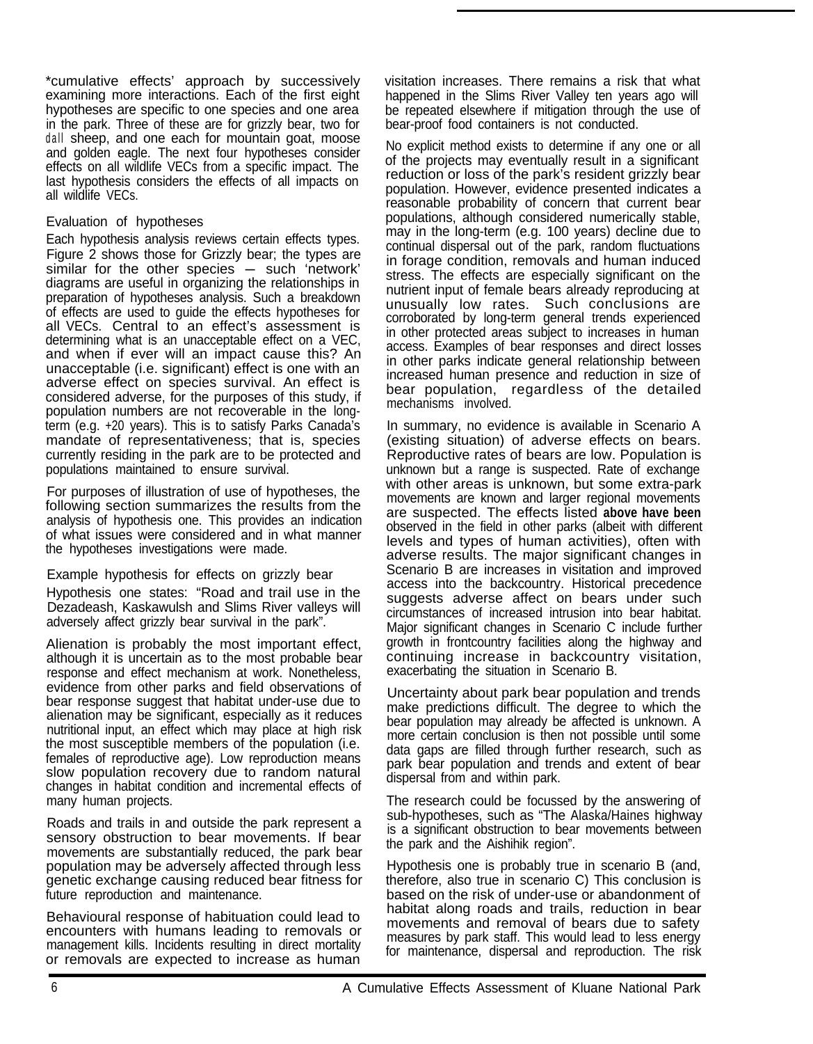*cumulative effects' approach by successively examining more interactions. Each of the first eight hypotheses are specific to one species and one area in the park. Three of these are for grizzly bear, two for dall sheep, and one each for mountain goat, moose and golden eagle. The next four hypotheses consider effects on all wildlife VECs from a specific impact. The last hypothesis considers the effects of all impacts on all wildlife VECs.

### Evaluation of hypotheses

Each hypothesis analysis reviews certain effects types. Figure 2 shows those for Grizzly bear; the types are similar for the other species – such 'network' diagrams are useful in organizing the relationships in preparation of hypotheses analysis. Such a breakdown of effects are used to guide the effects hypotheses for all VECs. Central to an effect's assessment is determining what is an unacceptable effect on a VEC, and when if ever will an impact cause this? An unacceptable (i.e. significant) effect is one with an adverse effect on species survival. An effect is considered adverse, for the purposes of this study, if population numbers are not recoverable in the long-term (e.g. +20 years). This is to satisfy Parks Canada's mandate of representativeness; that is, species currently residing in the park are to be protected and populations maintained to ensure survival.

For purposes of illustration of use of hypotheses, the following section summarizes the results from the analysis of hypothesis one. This provides an indication of what issues were considered and in what manner the hypotheses investigations were made.

### Example hypothesis for effects on grizzly bear

Hypothesis one states: "Road and trail use in the Dezadeash, Kaskawulsh and Slims River valleys will adversely affect grizzly bear survival in the park".

Alienation is probably the most important effect, although it is uncertain as to the most probable bear response and effect mechanism at work. Nonetheless, evidence from other parks and field observations of bear response suggest that habitat under-use due to alienation may be significant, especially as it reduces nutritional input, an effect which may place at high risk the most susceptible members of the population (i.e. females of reproductive age). Low reproduction means slow population recovery due to random natural changes in habitat condition and incremental effects of many human projects.

Roads and trails in and outside the park represent a sensory obstruction to bear movements. If bear movements are substantially reduced, the park bear population may be adversely affected through less genetic exchange causing reduced bear fitness for future reproduction and maintenance.

Behavioural response of habituation could lead to encounters with humans leading to removals or management kills. Incidents resulting in direct mortality or removals are expected to increase as human visitation increases. There remains a risk that what happened in the Slims River Valley ten years ago will be repeated elsewhere if mitigation through the use of bear-proof food containers is not conducted.

No explicit method exists to determine if any one or all of the projects may eventually result in a significant reduction or loss of the park's resident grizzly bear population. However, evidence presented indicates a reasonable probability of concern that current bear populations, although considered numerically stable, may in the long-term (e.g. 100 years) decline due to continual dispersal out of the park, random fluctuations in forage condition, removals and human induced stress. The effects are especially significant on the nutrient input of female bears already reproducing at unusually low rates. Such conclusions are corroborated by long-term general trends experienced in other protected areas subject to increases in human access. Examples of bear responses and direct losses in other parks indicate general relationship between increased human presence and reduction in size of bear population, regardless of the detailed mechanisms involved.

In summary, no evidence is available in Scenario A (existing situation) of adverse effects on bears. Reproductive rates of bears are low. Population is unknown but a range is suspected. Rate of exchange with other areas is unknown, but some extra-park movements are known and larger regional movements are suspected. The effects listed **above have been** observed in the field in other parks (albeit with different levels and types of human activities), often with adverse results. The major significant changes in Scenario B are increases in visitation and improved access into the backcountry. Historical precedence suggests adverse affect on bears under such circumstances of increased intrusion into bear habitat. Major significant changes in Scenario C include further growth in frontcountry facilities along the highway and continuing increase in backcountry visitation, exacerbating the situation in Scenario B.

Uncertainty about park bear population and trends make predictions difficult. The degree to which the bear population may already be affected is unknown. A more certain conclusion is then not possible until some data gaps are filled through further research, such as park bear population and trends and extent of bear dispersal from and within park.

The research could be focussed by the answering of sub-hypotheses, such as "The Alaska/Haines highway is a significant obstruction to bear movements between the park and the Aishihik region".

Hypothesis one is probably true in scenario B (and, therefore, also true in scenario C) This conclusion is based on the risk of under-use or abandonment of habitat along roads and trails, reduction in bear movements and removal of bears due to safety measures by park staff. This would lead to less energy for maintenance, dispersal and reproduction. The risk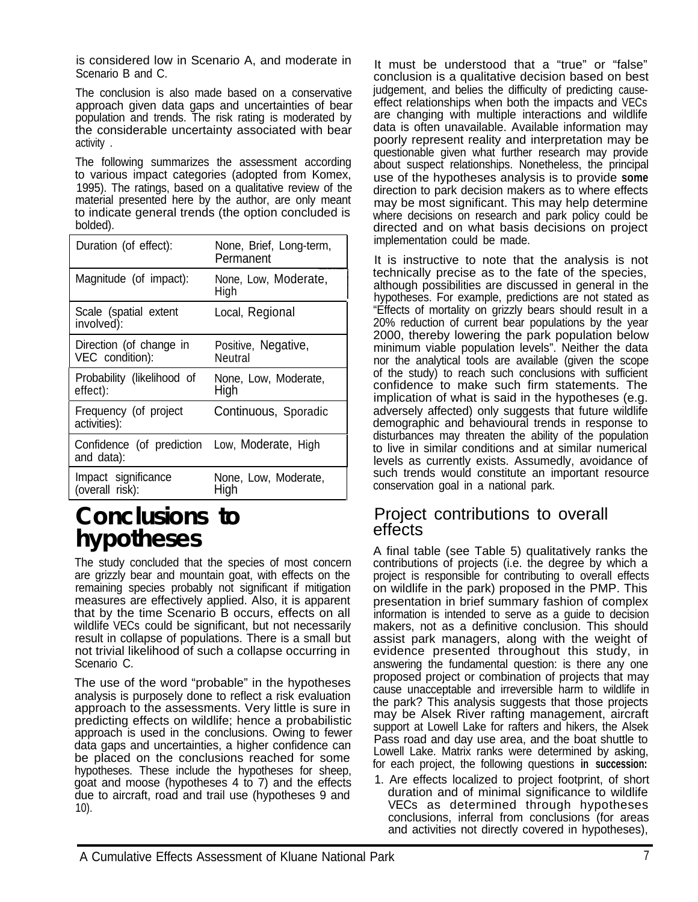is considered low in Scenario A, and moderate in Scenario B and C.

The conclusion is also made based on a conservative approach given data gaps and uncertainties of bear population and trends. The risk rating is moderated by the considerable uncertainty associated with bear activity .

The following summarizes the assessment according to various impact categories (adopted from Komex, 1995). The ratings, based on a qualitative review of the material presented here by the author, are only meant to indicate general trends (the option concluded is bolded).

| | |
|---|---|
| Duration (of effect): | None, Brief, Long-term, Permanent |
| Magnitude (of impact): | None, Low, Moderate, High |
| Scale (spatial extent involved): | Local, Regional |
| Direction (of change in VEC condition): | Positive, Negative, Neutral |
| Probability (likelihood of effect): | None, Low, Moderate, High |
| Frequency (of project activities): | Continuous, Sporadic |
| Confidence (of prediction and data): | Low, Moderate, High |
| Impact significance (overall risk): | None, Low, Moderate, High |

# Conclusions to hypotheses

The study concluded that the species of most concern are grizzly bear and mountain goat, with effects on the remaining species probably not significant if mitigation measures are effectively applied. Also, it is apparent that by the time Scenario B occurs, effects on all wildlife VECs could be significant, but not necessarily result in collapse of populations. There is a small but not trivial likelihood of such a collapse occurring in Scenario C.

The use of the word "probable" in the hypotheses analysis is purposely done to reflect a risk evaluation approach to the assessments. Very little is sure in predicting effects on wildlife; hence a probabilistic approach is used in the conclusions. Owing to fewer data gaps and uncertainties, a higher confidence can be placed on the conclusions reached for some hypotheses. These include the hypotheses for sheep, goat and moose (hypotheses 4 to 7) and the effects due to aircraft, road and trail use (hypotheses 9 and 10).

It must be understood that a "true" or "false" conclusion is a qualitative decision based on best judgement, and belies the difficulty of predicting cause-effect relationships when both the impacts and VECs are changing with multiple interactions and wildlife data is often unavailable. Available information may poorly represent reality and interpretation may be questionable given what further research may provide about suspect relationships. Nonetheless, the principal use of the hypotheses analysis is to provide **some** direction to park decision makers as to where effects may be most significant. This may help determine where decisions on research and park policy could be directed and on what basis decisions on project implementation could be made.

It is instructive to note that the analysis is not technically precise as to the fate of the species, although possibilities are discussed in general in the hypotheses. For example, predictions are not stated as "Effects of mortality on grizzly bears should result in a 20% reduction of current bear populations by the year 2000, thereby lowering the park population below minimum viable population levels". Neither the data nor the analytical tools are available (given the scope of the study) to reach such conclusions with sufficient confidence to make such firm statements. The implication of what is said in the hypotheses (e.g. adversely affected) only suggests that future wildlife demographic and behavioural trends in response to disturbances may threaten the ability of the population to live in similar conditions and at similar numerical levels as currently exists. Assumedly, avoidance of such trends would constitute an important resource conservation goal in a national park.

## Project contributions to overall effects

A final table (see Table 5) qualitatively ranks the contributions of projects (i.e. the degree by which a project is responsible for contributing to overall effects on wildlife in the park) proposed in the PMP. This presentation in brief summary fashion of complex information is intended to serve as a guide to decision makers, not as a definitive conclusion. This should assist park managers, along with the weight of evidence presented throughout this study, in answering the fundamental question: is there any one proposed project or combination of projects that may cause unacceptable and irreversible harm to wildlife in the park? This analysis suggests that those projects may be Alsek River rafting management, aircraft support at Lowell Lake for rafters and hikers, the Alsek Pass road and day use area, and the boat shuttle to Lowell Lake. Matrix ranks were determined by asking, for each project, the following questions **in succession:**

1. Are effects localized to project footprint, of short duration and of minimal significance to wildlife VECs as determined through hypotheses conclusions, inferral from conclusions (for areas and activities not directly covered in hypotheses),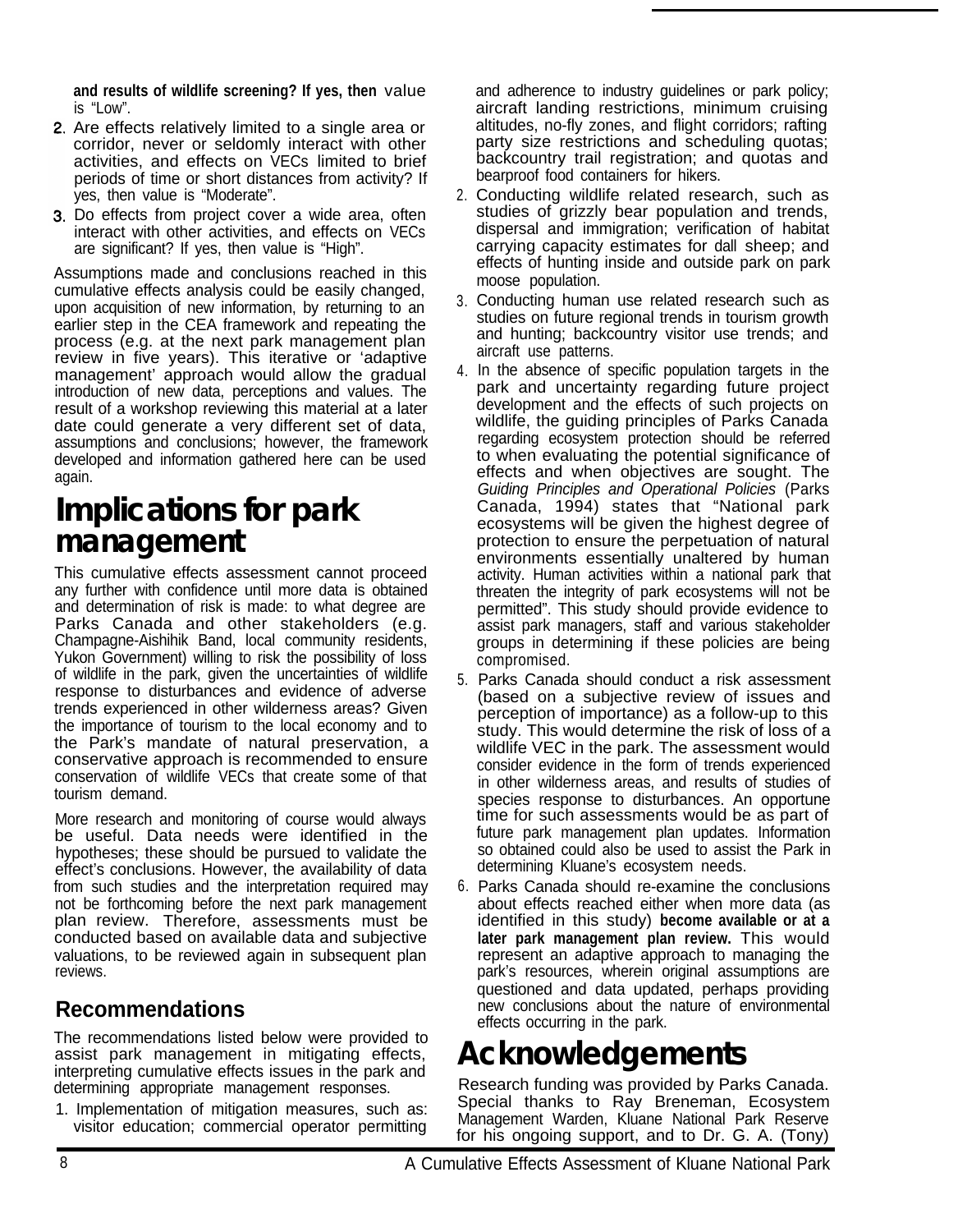**and results of wildlife screening? If yes, then** value is "Low".

2. Are effects relatively limited to a single area or corridor, never or seldomly interact with other activities, and effects on VECs limited to brief periods of time or short distances from activity? If yes, then value is "Moderate".
3. Do effects from project cover a wide area, often interact with other activities, and effects on VECs are significant? If yes, then value is "High".

Assumptions made and conclusions reached in this cumulative effects analysis could be easily changed, upon acquisition of new information, by returning to an earlier step in the CEA framework and repeating the process (e.g. at the next park management plan review in five years). This iterative or 'adaptive management' approach would allow the gradual introduction of new data, perceptions and values. The result of a workshop reviewing this material at a later date could generate a very different set of data, assumptions and conclusions; however, the framework developed and information gathered here can be used again.

# Implications for park management

This cumulative effects assessment cannot proceed any further with confidence until more data is obtained and determination of risk is made: to what degree are Parks Canada and other stakeholders (e.g. Champagne-Aishihik Band, local community residents, Yukon Government) willing to risk the possibility of loss of wildlife in the park, given the uncertainties of wildlife response to disturbances and evidence of adverse trends experienced in other wilderness areas? Given the importance of tourism to the local economy and to the Park's mandate of natural preservation, a conservative approach is recommended to ensure conservation of wildlife VECs that create some of that tourism demand.

More research and monitoring of course would always be useful. Data needs were identified in the hypotheses; these should be pursued to validate the effect's conclusions. However, the availability of data from such studies and the interpretation required may not be forthcoming before the next park management plan review. Therefore, assessments must be conducted based on available data and subjective valuations, to be reviewed again in subsequent plan reviews.

## Recommendations

The recommendations listed below were provided to assist park management in mitigating effects, interpreting cumulative effects issues in the park and determining appropriate management responses.

1. Implementation of mitigation measures, such as: visitor education; commercial operator permitting and adherence to industry guidelines or park policy; aircraft landing restrictions, minimum cruising altitudes, no-fly zones, and flight corridors; rafting party size restrictions and scheduling quotas; backcountry trail registration; and quotas and bearproof food containers for hikers.
2. Conducting wildlife related research, such as studies of grizzly bear population and trends, dispersal and immigration; verification of habitat carrying capacity estimates for dall sheep; and effects of hunting inside and outside park on park moose population.
3. Conducting human use related research such as studies on future regional trends in tourism growth and hunting; backcountry visitor use trends; and aircraft use patterns.
4. In the absence of specific population targets in the park and uncertainty regarding future project development and the effects of such projects on wildlife, the guiding principles of Parks Canada regarding ecosystem protection should be referred to when evaluating the potential significance of effects and when objectives are sought. The *Guiding Principles and Operational Policies* (Parks Canada, 1994) states that "National park ecosystems will be given the highest degree of protection to ensure the perpetuation of natural environments essentially unaltered by human activity. Human activities within a national park that threaten the integrity of park ecosystems will not be permitted". This study should provide evidence to assist park managers, staff and various stakeholder groups in determining if these policies are being compromised.
5. Parks Canada should conduct a risk assessment (based on a subjective review of issues and perception of importance) as a follow-up to this study. This would determine the risk of loss of a wildlife VEC in the park. The assessment would consider evidence in the form of trends experienced in other wilderness areas, and results of studies of species response to disturbances. An opportune time for such assessments would be as part of future park management plan updates. Information so obtained could also be used to assist the Park in determining Kluane's ecosystem needs.
6. Parks Canada should re-examine the conclusions about effects reached either when more data (as identified in this study) **become available or at a later park management plan review.** This would represent an adaptive approach to managing the park's resources, wherein original assumptions are questioned and data updated, perhaps providing new conclusions about the nature of environmental effects occurring in the park.

# Acknowledgements

Research funding was provided by Parks Canada. Special thanks to Ray Breneman, Ecosystem Management Warden, Kluane National Park Reserve for his ongoing support, and to Dr. G. A. (Tony)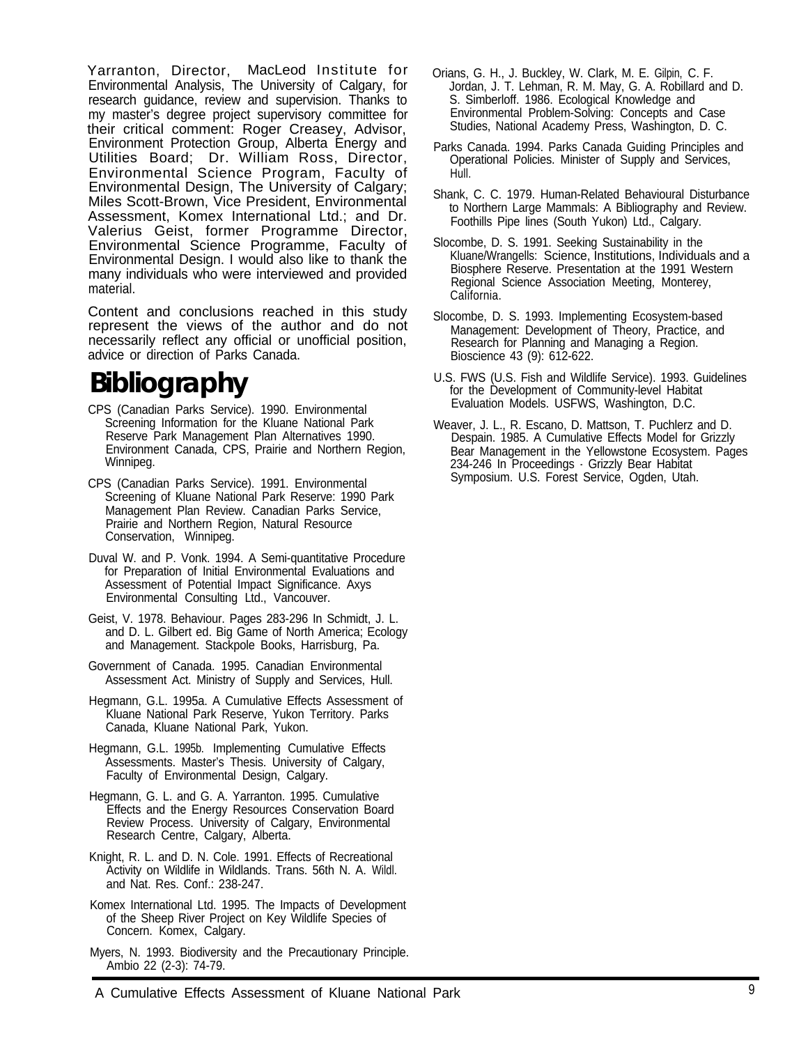Yarranton, Director, MacLeod Institute for Environmental Analysis, The University of Calgary, for research guidance, review and supervision. Thanks to my master's degree project supervisory committee for their critical comment: Roger Creasey, Advisor, Environment Protection Group, Alberta Energy and Utilities Board; Dr. William Ross, Director, Environmental Science Program, Faculty of Environmental Design, The University of Calgary; Miles Scott-Brown, Vice President, Environmental Assessment, Komex International Ltd.; and Dr. Valerius Geist, former Programme Director, Environmental Science Programme, Faculty of Environmental Design. I would also like to thank the many individuals who were interviewed and provided material.

Content and conclusions reached in this study represent the views of the author and do not necessarily reflect any official or unofficial position, advice or direction of Parks Canada.

# Bibliography

CPS (Canadian Parks Service). 1990. Environmental Screening Information for the Kluane National Park Reserve Park Management Plan Alternatives 1990. Environment Canada, CPS, Prairie and Northern Region, Winnipeg.

CPS (Canadian Parks Service). 1991. Environmental Screening of Kluane National Park Reserve: 1990 Park Management Plan Review. Canadian Parks Service, Prairie and Northern Region, Natural Resource Conservation, Winnipeg.

Duval W. and P. Vonk. 1994. A Semi-quantitative Procedure for Preparation of Initial Environmental Evaluations and Assessment of Potential Impact Significance. Axys Environmental Consulting Ltd., Vancouver.

Geist, V. 1978. Behaviour. Pages 283-296 In Schmidt, J. L. and D. L. Gilbert ed. Big Game of North America; Ecology and Management. Stackpole Books, Harrisburg, Pa.

Government of Canada. 1995. Canadian Environmental Assessment Act. Ministry of Supply and Services, Hull.

Hegmann, G.L. 1995a. A Cumulative Effects Assessment of Kluane National Park Reserve, Yukon Territory. Parks Canada, Kluane National Park, Yukon.

Hegmann, G.L. 1995b. Implementing Cumulative Effects Assessments. Master's Thesis. University of Calgary, Faculty of Environmental Design, Calgary.

Hegmann, G. L. and G. A. Yarranton. 1995. Cumulative Effects and the Energy Resources Conservation Board Review Process. University of Calgary, Environmental Research Centre, Calgary, Alberta.

Knight, R. L. and D. N. Cole. 1991. Effects of Recreational Activity on Wildlife in Wildlands. Trans. 56th N. A. Wildl. and Nat. Res. Conf.: 238-247.

Komex International Ltd. 1995. The Impacts of Development of the Sheep River Project on Key Wildlife Species of Concern. Komex, Calgary.

Myers, N. 1993. Biodiversity and the Precautionary Principle. Ambio 22 (2-3): 74-79.

Orians, G. H., J. Buckley, W. Clark, M. E. Gilpin, C. F. Jordan, J. T. Lehman, R. M. May, G. A. Robillard and D. S. Simberloff. 1986. Ecological Knowledge and Environmental Problem-Solving: Concepts and Case Studies, National Academy Press, Washington, D. C.

Parks Canada. 1994. Parks Canada Guiding Principles and Operational Policies. Minister of Supply and Services, Hull.

Shank, C. C. 1979. Human-Related Behavioural Disturbance to Northern Large Mammals: A Bibliography and Review. Foothills Pipe lines (South Yukon) Ltd., Calgary.

Slocombe, D. S. 1991. Seeking Sustainability in the Kluane/Wrangells: Science, Institutions, Individuals and a Biosphere Reserve. Presentation at the 1991 Western Regional Science Association Meeting, Monterey, California.

Slocombe, D. S. 1993. Implementing Ecosystem-based Management: Development of Theory, Practice, and Research for Planning and Managing a Region. Bioscience 43 (9): 612-622.

U.S. FWS (U.S. Fish and Wildlife Service). 1993. Guidelines for the Development of Community-level Habitat Evaluation Models. USFWS, Washington, D.C.

Weaver, J. L., R. Escano, D. Mattson, T. Puchlerz and D. Despain. 1985. A Cumulative Effects Model for Grizzly Bear Management in the Yellowstone Ecosystem. Pages 234-246 In Proceedings - Grizzly Bear Habitat Symposium. U.S. Forest Service, Ogden, Utah.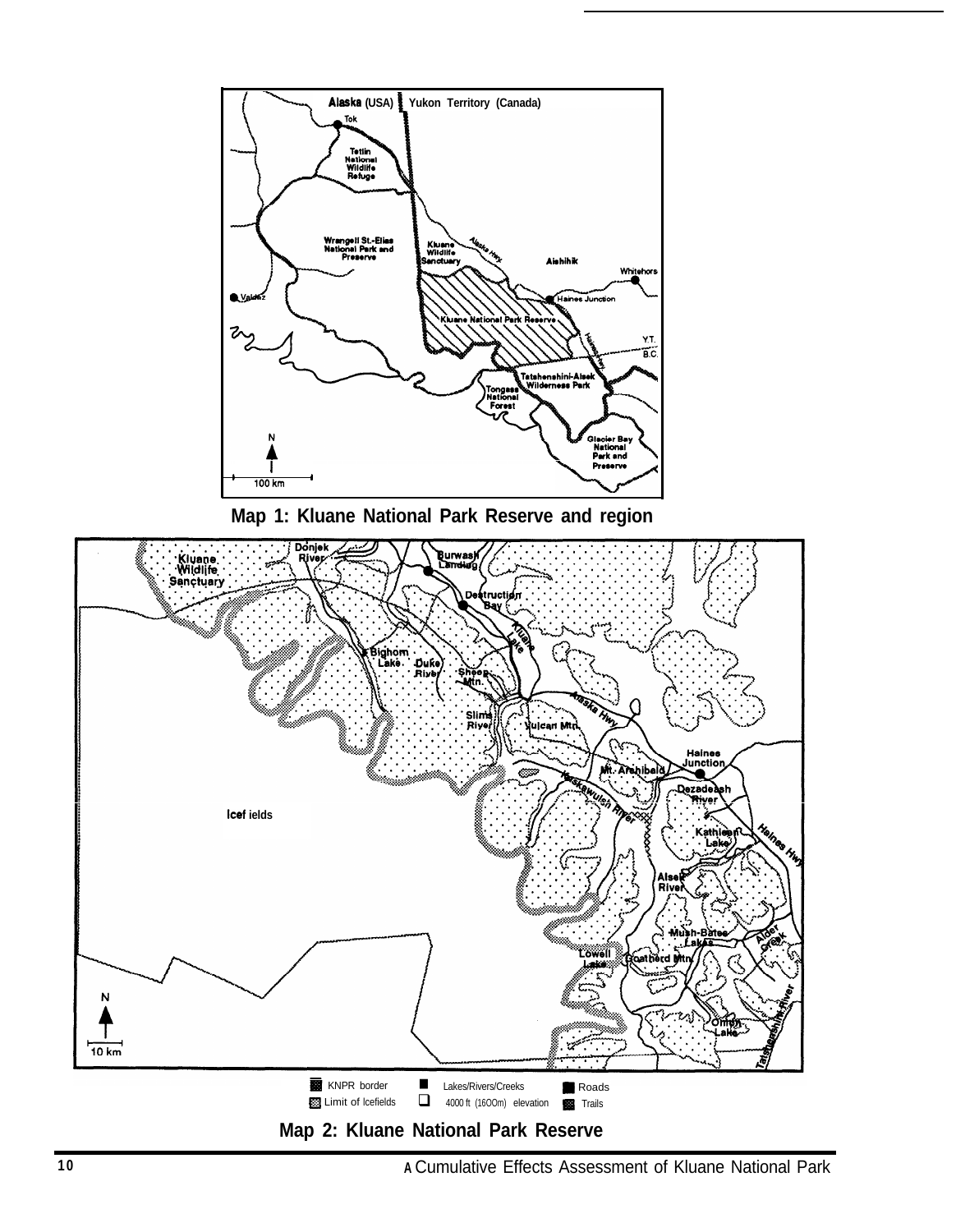Map 1: Kluane National Park Reserve and region

Map 2: Kluane National Park Reserve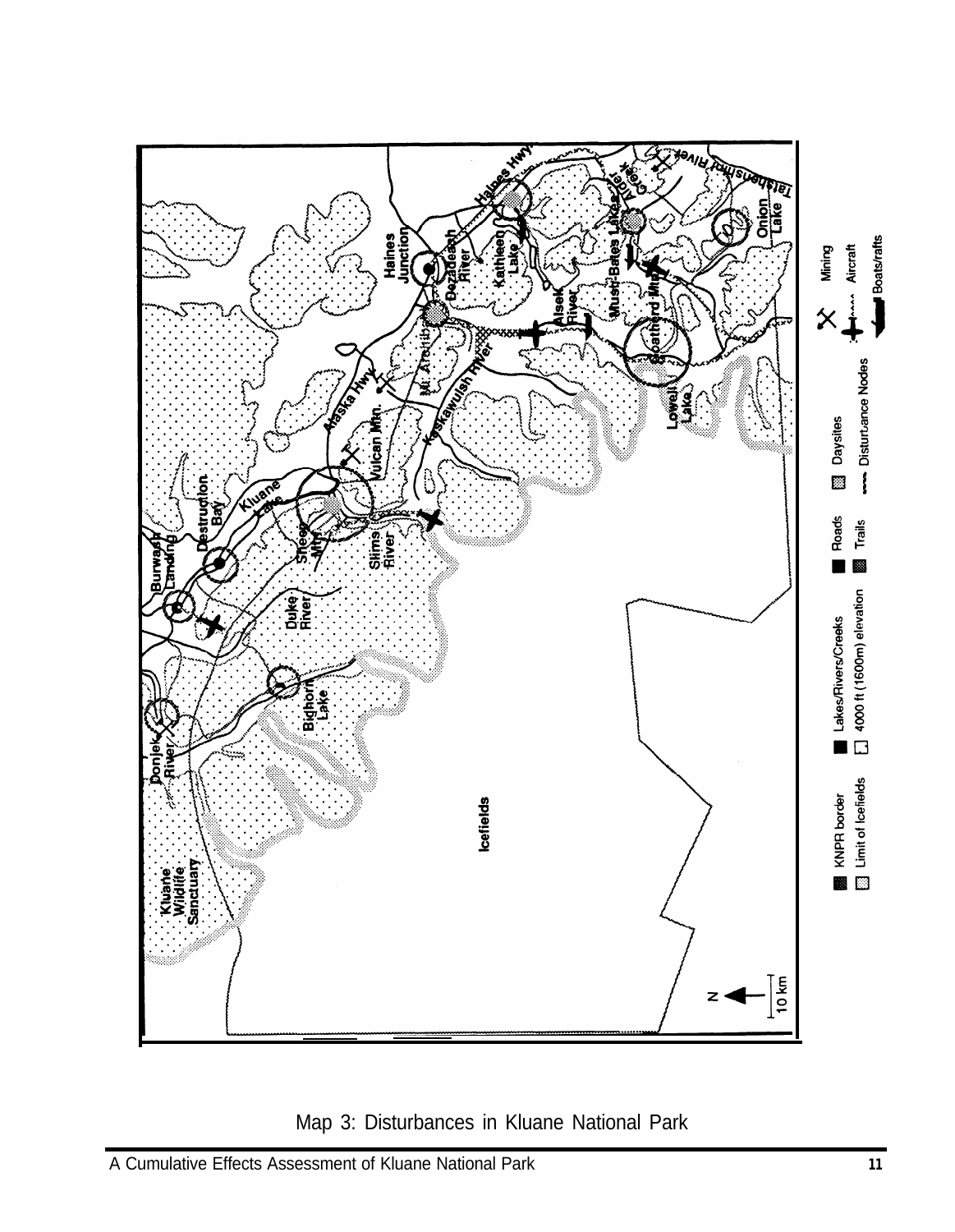Map 3: Disturbances in Kluane National Park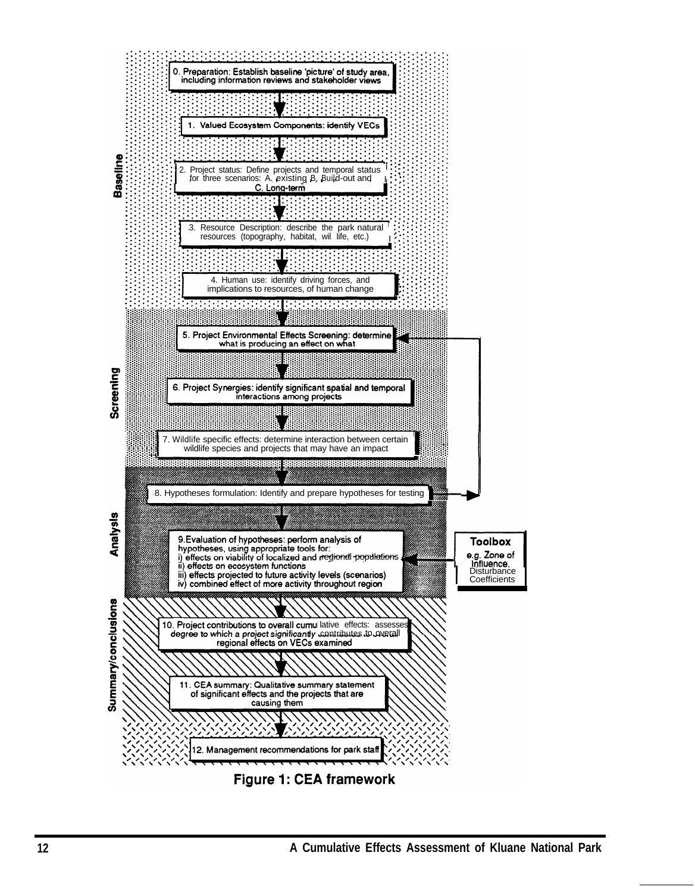**Baseline**

0. Preparation: Establish baseline 'picture' of study area, including information reviews and stakeholder views

1. Valued Ecosystem Components: identify VECs

2. Project status: Define projects and temporal status for three scenarios: A. existing B. Build-out and C. Long-term

3. Resource Description: describe the park natural resources (topography, habitat, wildlife, etc.)

4. Human use: identify driving forces, and implications to resources, of human change

**Screening**

5. Project Environmental Effects Screening: determine what is producing an effect on what

6. Project Synergies: identify significant spatial and temporal interactions among projects

7. Wildlife specific effects: determine interaction between certain wildlife species and projects that may have an impact

**Analysis**

8. Hypotheses formulation: Identify and prepare hypotheses for testing

9. Evaluation of hypotheses: perform analysis of hypotheses, using appropriate tools for:
   i) effects on viability of localized and regional populations
   ii) effects on ecosystem functions
   iii) effects projected to future activity levels (scenarios)
   iv) combined effect of more activity throughout region

**Toolbox**
*e.g. Zone of Influence.* Disturbance Coefficients

**Summary/conclusions**

10. Project contributions to overall cumulative effects: assesses degree to which a *project significantly contributes to overall* regional effects on VECs examined

11. CEA summary: Qualitative summary statement of significant effects and the projects that are causing them

12. Management recommendations for park staff

**Figure 1: CEA framework**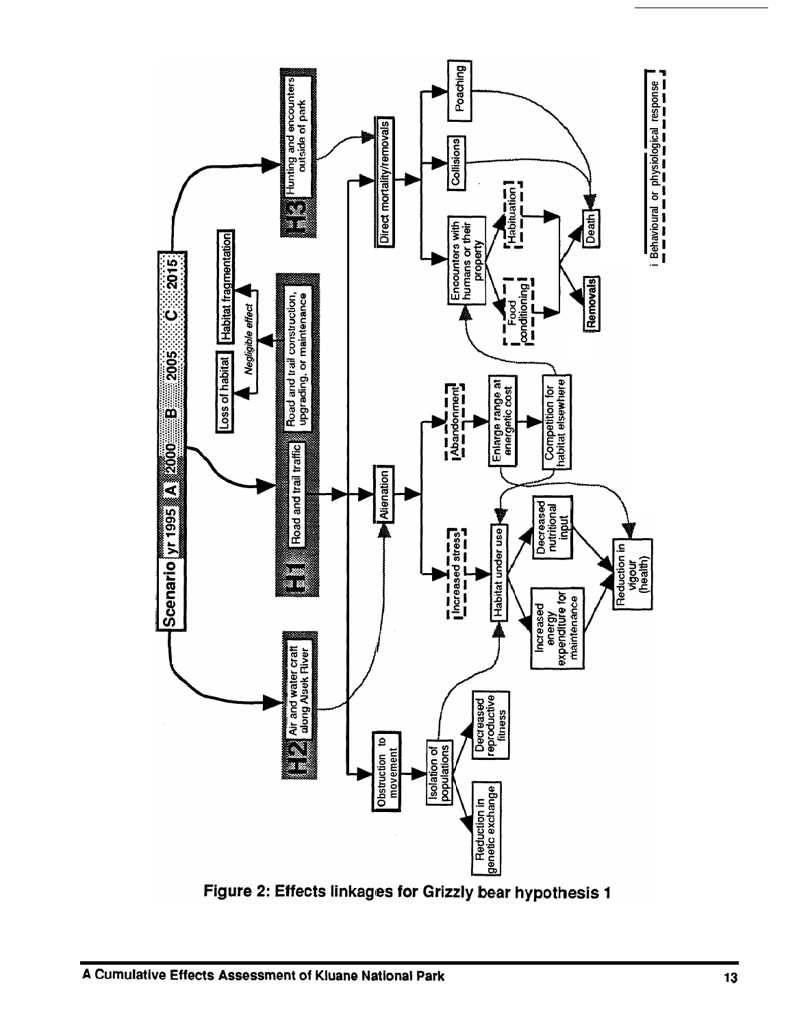**Figure 2: Effects linkages for Grizzly bear hypothesis 1**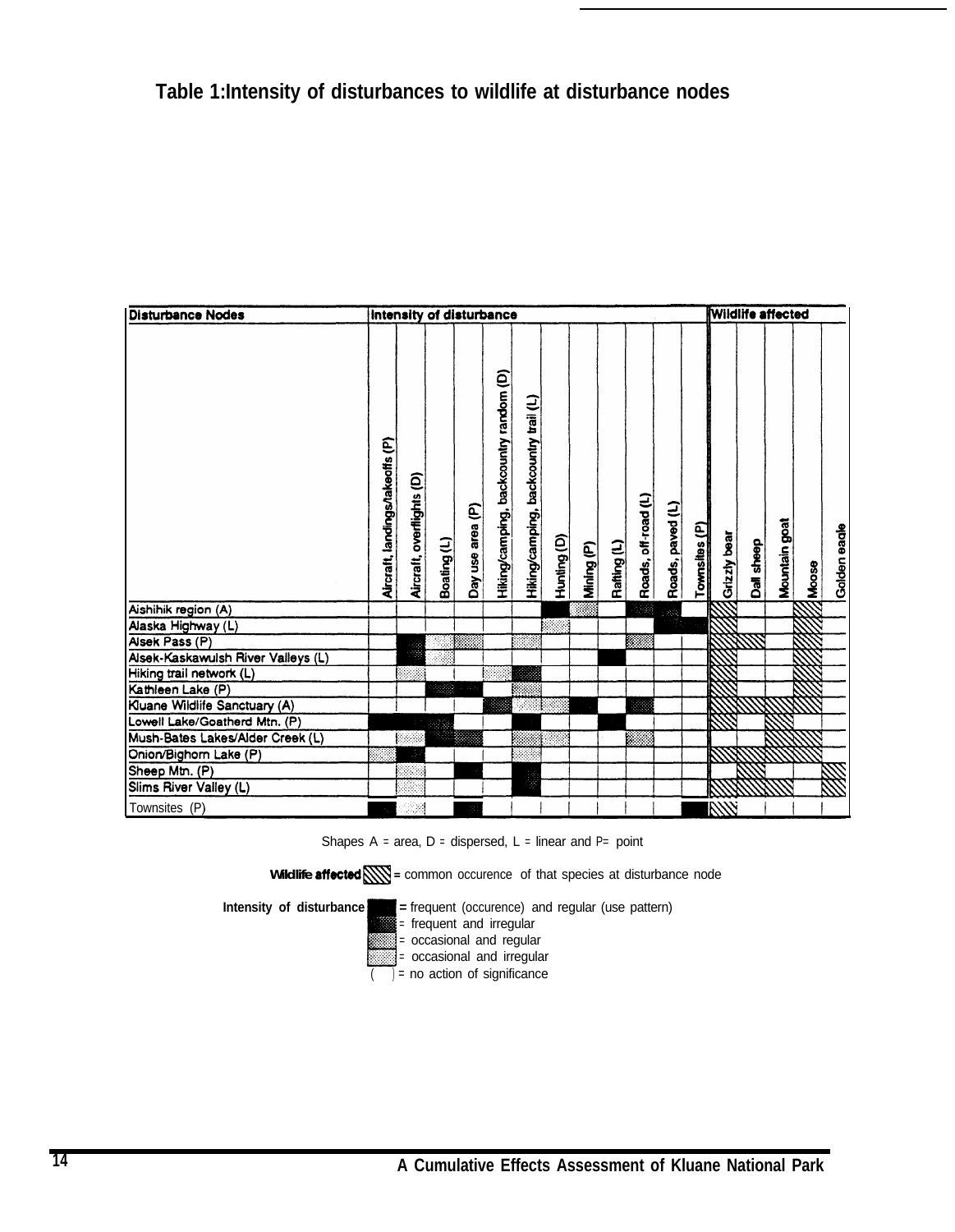**Table 1: Intensity of disturbances to wildlife at disturbance nodes**

Cell codes: F-R = frequent and regular; F-I = frequent and irregular; O-R = occasional and regular; O-I = occasional and irregular; X = common occurrence of that species at disturbance node. Shading levels are read from the original figure.

| Disturbance Nodes | Intensity of disturbance | | | | | | | | | | | | Wildlife affected | | | | |
|---|---|---|---|---|---|---|---|---|---|---|---|---|---|---|---|---|---|
| | Aircraft, landings/takeoffs (P) | Aircraft, overflights (D) | Boating (L) | Day use area (P) | Hiking/camping, backcountry random (D) | Hiking/camping, backcountry trail (L) | Hunting (D) | Mining (P) | Rafting (L) | Roads, off-road (L) | Roads, paved (L) | Townsites (P) | Grizzly bear | Dall sheep | Mountain goat | Moose | Golden eagle |
| Aishihik region (A) | | | | | | | F-R | O-R | | F-R | F-I | | X | | | X | |
| Alaska Highway (L) | | | | | | | O-I | | | | F-R | F-R | X | | | X | |
| Alsek Pass (P) | | F-R | O-I | O-R | | O-I | | | | O-R | | | X | X | | X | |
| Alsek-Kaskawulsh River Valleys (L) | | F-R | O-I | | | | | | F-R | | | | X | | | X | |
| Hiking trail network (L) | | O-I | | | O-I | F-I | | | | | | | X | | | X | |
| Kathleen Lake (P) | | | F-I | F-R | | O-R | | | | | | | X | | | X | |
| Kluane Wildlife Sanctuary (A) | | | | | F-I | O-I | O-R | F-R | | F-I | | | X | X | X | X | |
| Lowell Lake/Goatherd Mtn. (P) | F-R | F-R | F-I | | | F-R | | | F-R | | | | X | | X | | |
| Mush-Bates Lakes/Alder Creek (L) | | O-I | F-R | F-I | | O-R | O-R | | | O-R | | | | | X | X | |
| Onion/Bighorn Lake (P) | O-I | F-R | | | | O-I | | | | | | | X | X | X | X | |
| Sheep Mtn. (P) | | O-I | | F-R | | F-R | | | | | | | | X | | | X |
| Slims River Valley (L) | | O-I | | | | F-R | | | | | | | X | X | X | | |
| Townsites (P) | F-R | O-I | | F-R | | | | | | | | F-R | X | | | | |

Shapes A = area, D = dispersed, L = linear and P = point

**Wildlife affected** = common occurence of that species at disturbance node

**Intensity of disturbance**
- = frequent (occurence) and regular (use pattern)
- = frequent and irregular
- = occasional and regular
- = occasional and irregular
- ( ) = no action of significance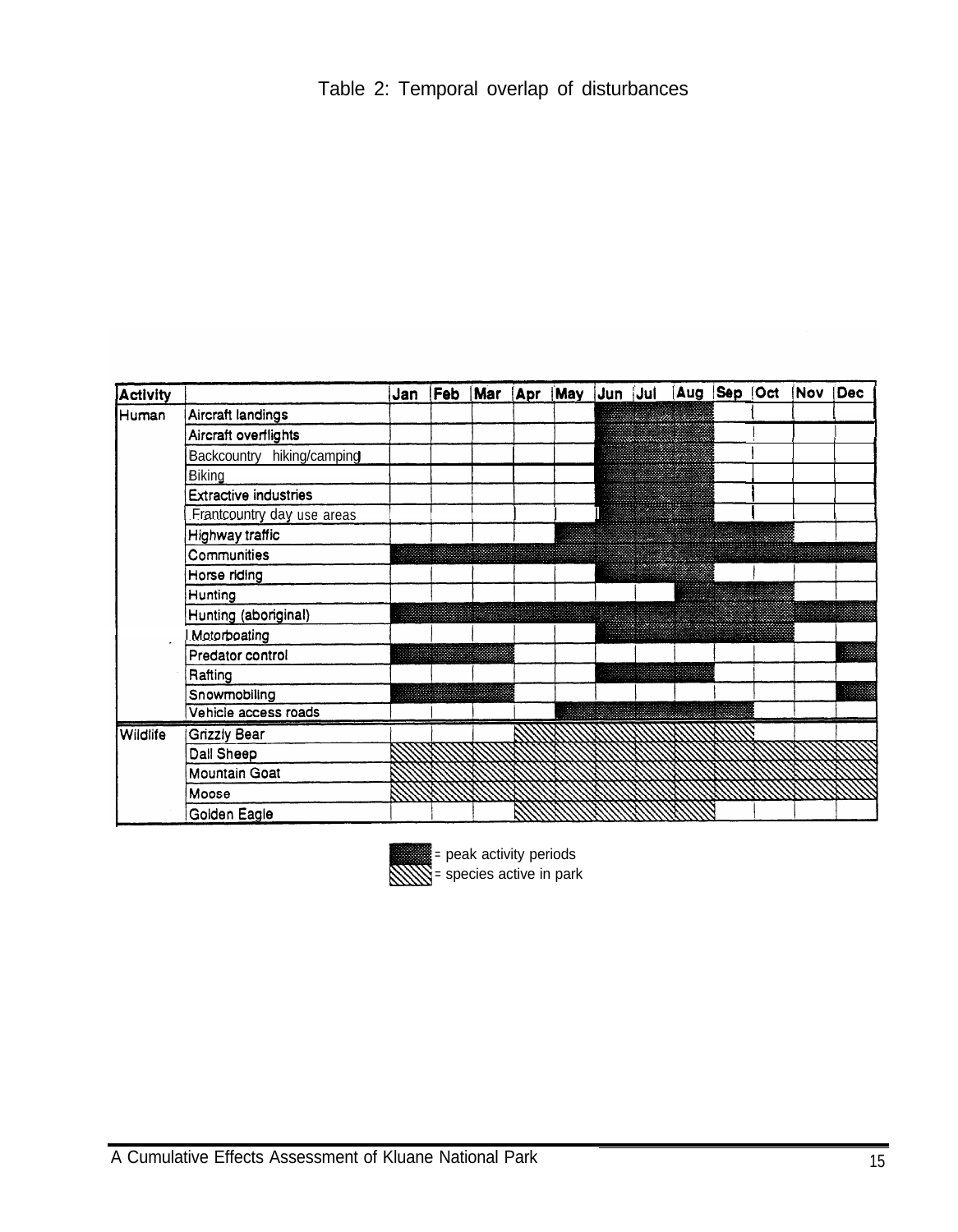# Table 2: Temporal overlap of disturbances

| Activity | | Jan | Feb | Mar | Apr | May | Jun | Jul | Aug | Sep | Oct | Nov | Dec |
|---|---|---|---|---|---|---|---|---|---|---|---|---|---|
| Human | Aircraft landings | | | | | | ■ | ■ | ■ | | | | |
| | Aircraft overflights | | | | | | ■ | ■ | ■ | | | | |
| | Backcountry hiking/camping | | | | | | ■ | ■ | ■ | | | | |
| | Biking | | | | | | ■ | ■ | ■ | | | | |
| | Extractive industries | | | | | | ■ | ■ | ■ | | | | |
| | Frontcountry day use areas | | | | | | ■ | ■ | ■ | | | | |
| | Highway traffic | | | | | ■ | ■ | ■ | ■ | ■ | ■ | | |
| | Communities | ■ | ■ | ■ | ■ | ■ | ■ | ■ | ■ | ■ | ■ | ■ | ■ |
| | Horse riding | | | | | | ■ | ■ | ■ | | | | |
| | Hunting | | | | | | | | ■ | ■ | ■ | | |
| | Hunting (aboriginal) | ■ | ■ | ■ | ■ | ■ | ■ | ■ | ■ | ■ | ■ | ■ | ■ |
| | Motorboating | | | | | | ■ | ■ | ■ | ■ | ■ | | |
| | Predator control | ■ | ■ | ■ | | | | | | | | | ■ |
| | Rafting | | | | | | ■ | ■ | ■ | | | | |
| | Snowmobiling | ■ | ■ | ■ | | | | | | | | | ■ |
| | Vehicle access roads | | | | | ■ | ■ | ■ | ■ | ■ | | | |
| Wildlife | Grizzly Bear | | | | ▨ | ▨ | ▨ | ▨ | ▨ | ▨ | | | |
| | Dall Sheep | ▨ | ▨ | ▨ | ▨ | ▨ | ▨ | ▨ | ▨ | ▨ | ▨ | ▨ | ▨ |
| | Mountain Goat | ▨ | ▨ | ▨ | ▨ | ▨ | ▨ | ▨ | ▨ | ▨ | ▨ | ▨ | ▨ |
| | Moose | ▨ | ▨ | ▨ | ▨ | ▨ | ▨ | ▨ | ▨ | ▨ | ▨ | ▨ | ▨ |
| | Golden Eagle | | | | ▨ | ▨ | ▨ | ▨ | ▨ | | | | |

■ = peak activity periods
▨ = species active in park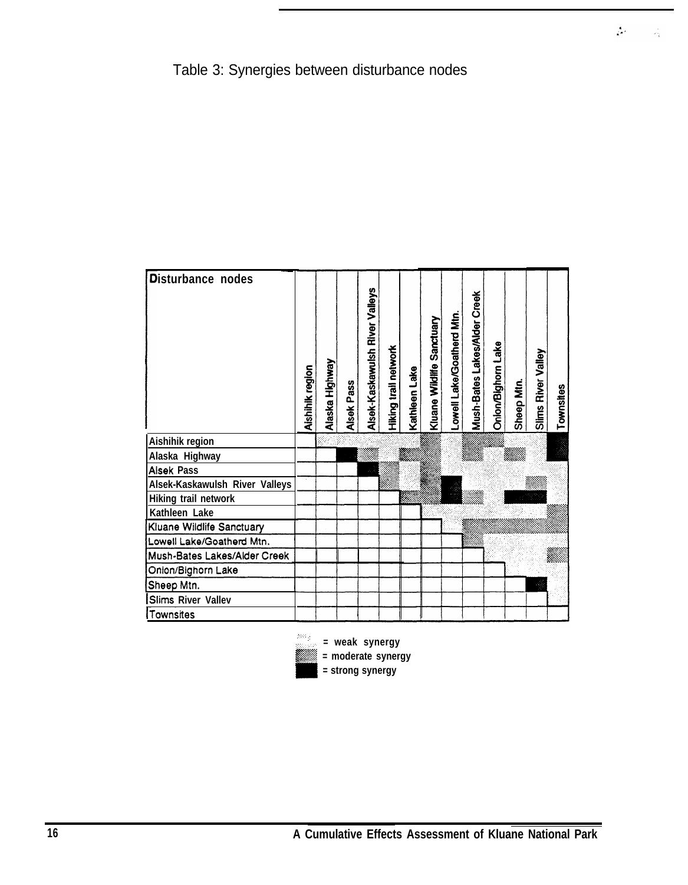Table 3: Synergies between disturbance nodes

| Disturbance nodes | Aishihik region | Alaska Highway | Alsek Pass | Alsek-Kaskawulsh River Valleys | Hiking trail network | Kathleen Lake | Kluane Wildlife Sanctuary | Lowell Lake/Goatherd Mtn. | Mush-Bates Lakes/Alder Creek | Onion/Bighorn Lake | Sheep Mtn. | Slims River Valley | Townsites |
|---|---|---|---|---|---|---|---|---|---|---|---|---|---|
| Aishihik region | | weak | weak | weak | weak | weak | moderate | weak | moderate | moderate | weak | weak | strong |
| Alaska Highway | | | strong | moderate | weak | moderate | moderate | weak | moderate | weak | moderate | weak | strong |
| Alsek Pass | | | | strong | moderate | weak | moderate | weak | weak | weak | weak | weak | weak |
| Alsek-Kaskawulsh River Valleys | | | | | moderate | weak | moderate | strong | weak | weak | weak | moderate | weak |
| Hiking trail network | | | | | | moderate | moderate | strong | moderate | weak | strong | strong | weak |
| Kathleen Lake | | | | | | | weak | weak | weak | weak | weak | weak | moderate |
| Kluane Wildlife Sanctuary | | | | | | | | weak | moderate | moderate | moderate | moderate | moderate |
| Lowell Lake/Goatherd Mtn. | | | | | | | | | moderate | weak | weak | weak | weak |
| Mush-Bates Lakes/Alder Creek | | | | | | | | | | weak | weak | weak | moderate |
| Onion/Bighorn Lake | | | | | | | | | | | weak | weak | weak |
| Sheep Mtn. | | | | | | | | | | | | strong | weak |
| Slims River Vallev | | | | | | | | | | | | | weak |
| Townsites | | | | | | | | | | | | | |

= weak synergy
= moderate synergy
= strong synergy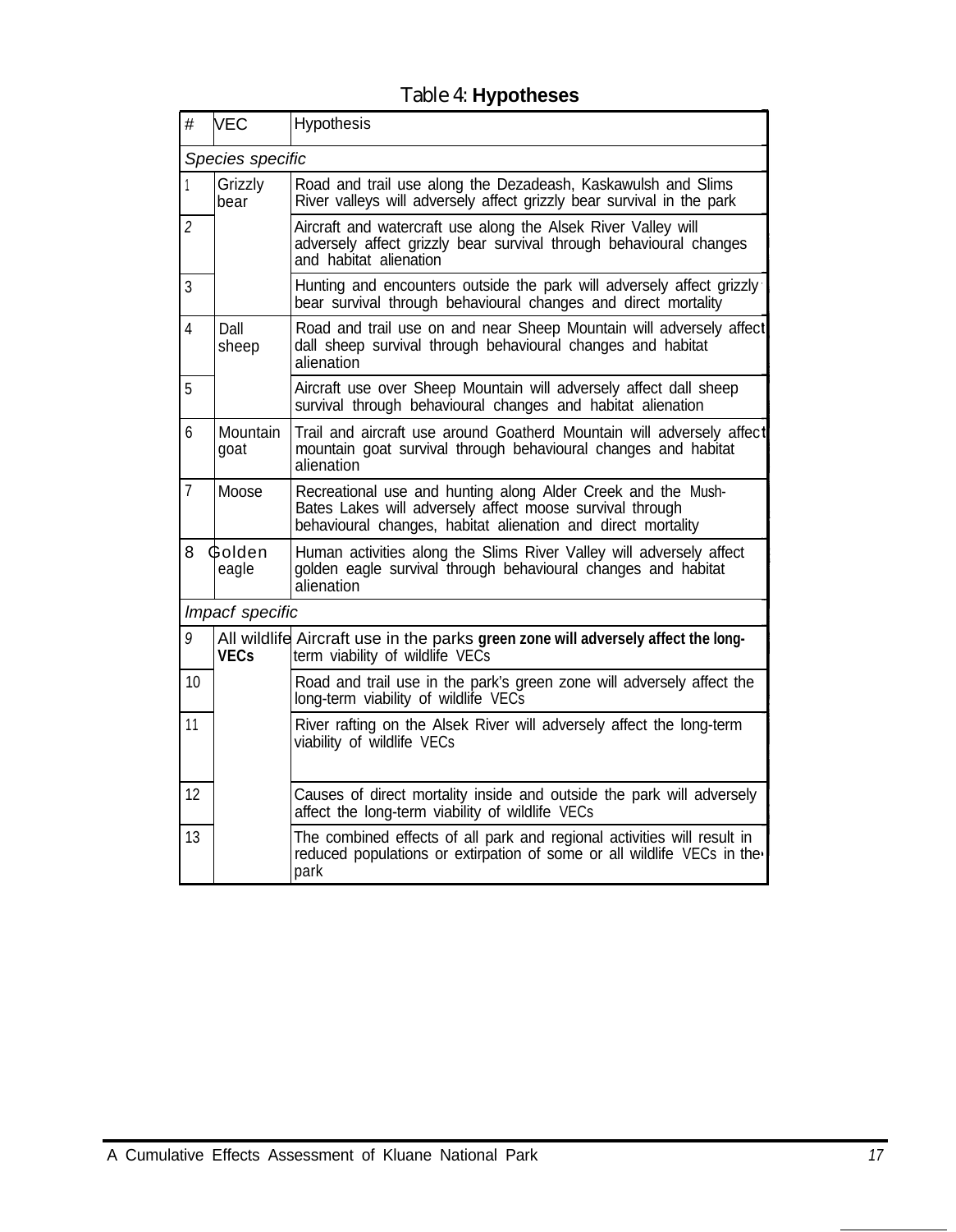Table 4: **Hypotheses**

| # | VEC | Hypothesis |
|---|---|---|
| *Species specific* | | |
| 1 | Grizzly bear | Road and trail use along the Dezadeash, Kaskawulsh and Slims River valleys will adversely affect grizzly bear survival in the park |
| 2 | | Aircraft and watercraft use along the Alsek River Valley will adversely affect grizzly bear survival through behavioural changes and habitat alienation |
| 3 | | Hunting and encounters outside the park will adversely affect grizzly bear survival through behavioural changes and direct mortality |
| 4 | Dall sheep | Road and trail use on and near Sheep Mountain will adversely affect dall sheep survival through behavioural changes and habitat alienation |
| 5 | | Aircraft use over Sheep Mountain will adversely affect dall sheep survival through behavioural changes and habitat alienation |
| 6 | Mountain goat | Trail and aircraft use around Goatherd Mountain will adversely affect mountain goat survival through behavioural changes and habitat alienation |
| 7 | Moose | Recreational use and hunting along Alder Creek and the Mush-Bates Lakes will adversely affect moose survival through behavioural changes, habitat alienation and direct mortality |
| 8 | Golden eagle | Human activities along the Slims River Valley will adversely affect golden eagle survival through behavioural changes and habitat alienation |
| *Impacf specific* | | |
| 9 | All wildlife **VECs** | Aircraft use in the parks **green zone will adversely affect the long-**term viability of wildlife VECs |
| 10 | | Road and trail use in the park's green zone will adversely affect the long-term viability of wildlife VECs |
| 11 | | River rafting on the Alsek River will adversely affect the long-term viability of wildlife VECs |
| 12 | | Causes of direct mortality inside and outside the park will adversely affect the long-term viability of wildlife VECs |
| 13 | | The combined effects of all park and regional activities will result in reduced populations or extirpation of some or all wildlife VECs in the park |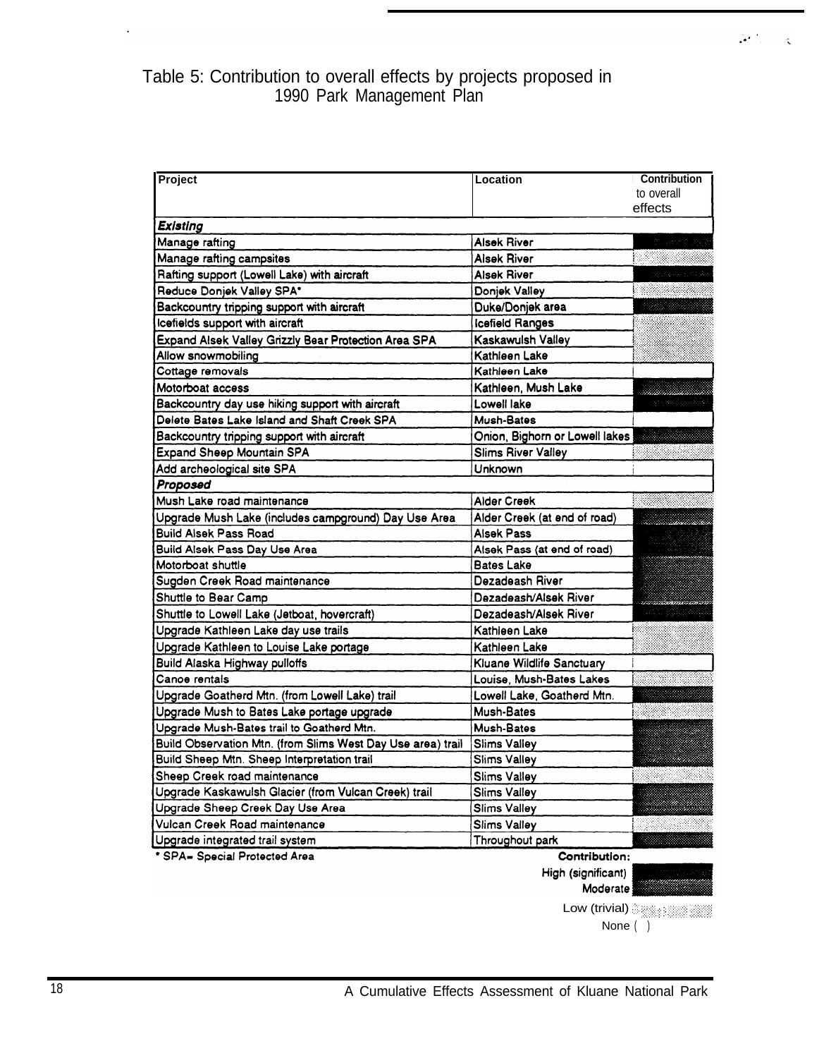Table 5: Contribution to overall effects by projects proposed in 1990 Park Management Plan

| Project | Location | Contribution to overall effects |
|---|---|---|
| ***Existing*** | | |
| Manage rafting | Alsek River | High |
| Manage rafting campsites | Alsek River | Low |
| Rafting support (Lowell Lake) with aircraft | Alsek River | High |
| Reduce Donjek Valley SPA* | Donjek Valley | Low |
| Backcountry tripping support with aircraft | Duke/Donjek area | High |
| Icefields support with aircraft | Icefield Ranges | Low |
| Expand Alsek Valley Grizzly Bear Protection Area SPA | Kaskawulsh Valley | Low |
| Allow snowmobiling | Kathleen Lake | Low |
| Cottage removals | Kathleen Lake | None |
| Motorboat access | Kathleen, Mush Lake | High |
| Backcountry day use hiking support with aircraft | Lowell lake | High |
| Delete Bates Lake Island and Shaft Creek SPA | Mush-Bates | None |
| Backcountry tripping support with aircraft | Onion, Bighorn or Lowell lakes | High |
| Expand Sheep Mountain SPA | Slims River Valley | Low |
| Add archeological site SPA | Unknown | None |
| ***Proposed*** | | |
| Mush Lake road maintenance | Alder Creek | Low |
| Upgrade Mush Lake (includes campground) Day Use Area | Alder Creek (at end of road) | Moderate |
| Build Alsek Pass Road | Alsek Pass | High |
| Build Alsek Pass Day Use Area | Alsek Pass (at end of road) | High |
| Motorboat shuttle | Bates Lake | Moderate |
| Sugden Creek Road maintenance | Dezadeash River | Moderate |
| Shuttle to Bear Camp | Dezadeash/Alsek River | Moderate |
| Shuttle to Lowell Lake (Jetboat, hovercraft) | Dezadeash/Alsek River | High |
| Upgrade Kathleen Lake day use trails | Kathleen Lake | Low |
| Upgrade Kathleen to Louise Lake portage | Kathleen Lake | Low |
| Build Alaska Highway pulloffs | Kluane Wildlife Sanctuary | None |
| Canoe rentals | Louise, Mush-Bates Lakes | Low |
| Upgrade Goatherd Mtn. (from Lowell Lake) trail | Lowell Lake, Goatherd Mtn. | Moderate |
| Upgrade Mush to Bates Lake portage upgrade | Mush-Bates | Low |
| Upgrade Mush-Bates trail to Goatherd Mtn. | Mush-Bates | Moderate |
| Build Observation Mtn. (from Slims West Day Use area) trail | Slims Valley | Moderate |
| Build Sheep Mtn. Sheep Interpretation trail | Slims Valley | Moderate |
| Sheep Creek road maintenance | Slims Valley | Low |
| Upgrade Kaskawulsh Glacier (from Vulcan Creek) trail | Slims Valley | Moderate |
| Upgrade Sheep Creek Day Use Area | Slims Valley | Moderate |
| Vulcan Creek Road maintenance | Slims Valley | Low |
| Upgrade integrated trail system | Throughout park | Moderate |

* SPA= Special Protected Area

**Contribution:**
High (significant)
Moderate
Low (trivial)
None ( )